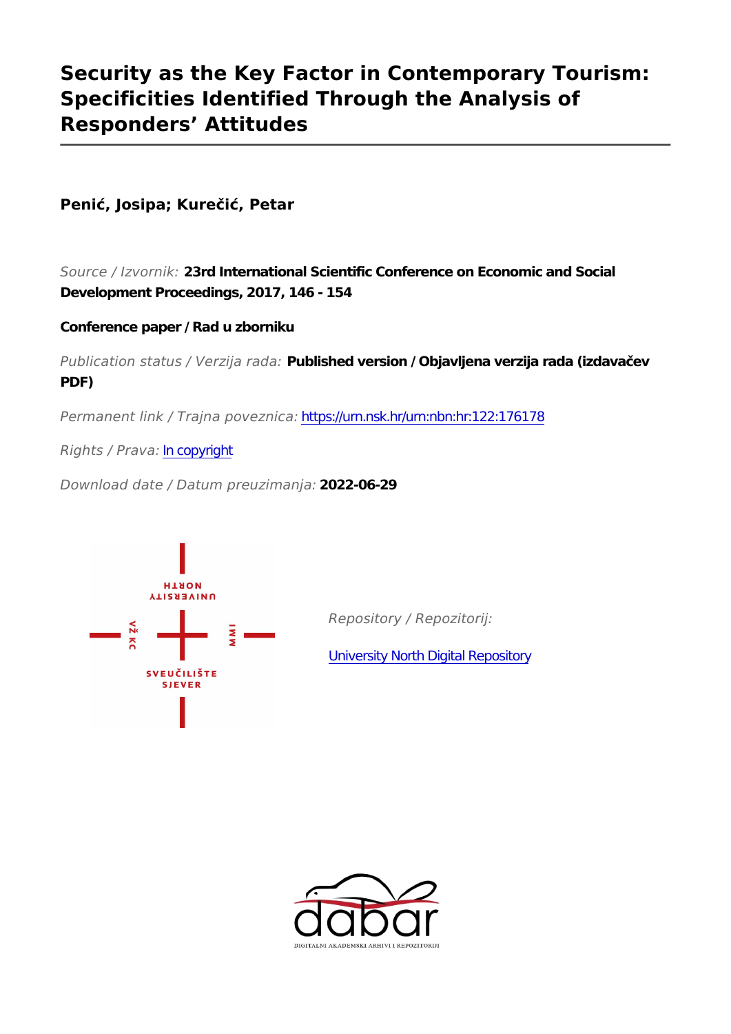# Security as the Key Factor in Contemporary Tourism: Specificities Identified Through the Analysis of Responders' Attitudes

**Penić, Josipa; Kurečić, Petar**

*Source / Izvornik:* **23rd International Scientific Conference on Economic and Social Development Proceedings, 2017, 146 - 154**

**Conference paper / Rad u zborniku**

*Publication status / Verzija rada:* **Published version / Objavljena verzija rada (izdavačev PDF)**

*Permanent link / Trajna poveznica:* https://urn.nsk.hr/urn:nbn:hr:122:176178

*Rights / Prava:* In copyright

*Download date / Datum preuzimanja:* **2022-06-29**

*Repository / Repozitorij:*

University North Digital Repository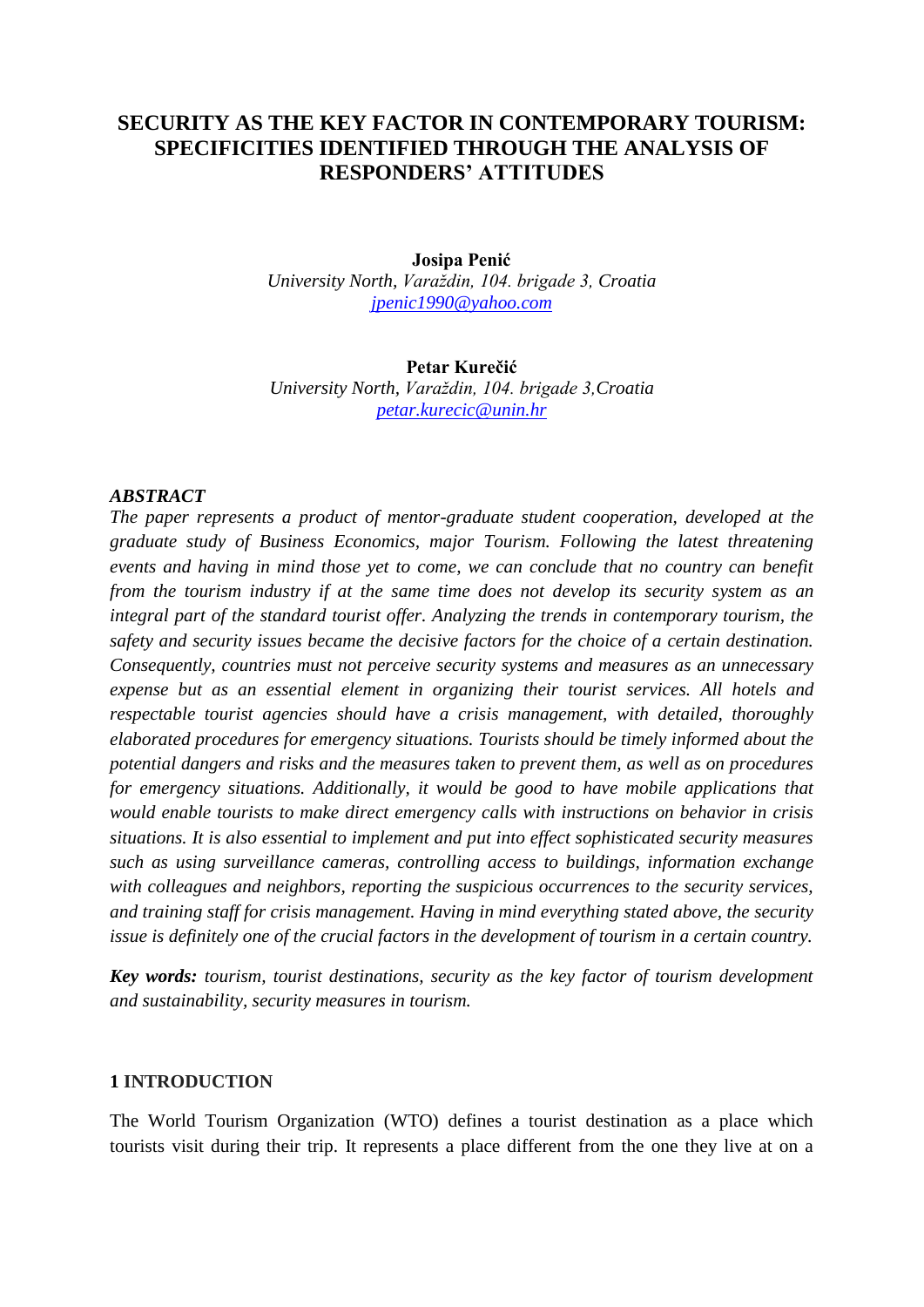# SECURITY AS THE KEY FACTOR IN CONTEMPORARY TOURISM: SPECIFICITIES IDENTIFIED THROUGH THE ANALYSIS OF RESPONDERS' ATTITUDES

**Josipa Penić**
*University North, Varaždin, 104. brigade 3, Croatia*
*jpenic1990@yahoo.com*

**Petar Kurečić**
*University North, Varaždin, 104. brigade 3,Croatia*
*petar.kurecic@unin.hr*

## *ABSTRACT*

*The paper represents a product of mentor-graduate student cooperation, developed at the graduate study of Business Economics, major Tourism. Following the latest threatening events and having in mind those yet to come, we can conclude that no country can benefit from the tourism industry if at the same time does not develop its security system as an integral part of the standard tourist offer. Analyzing the trends in contemporary tourism, the safety and security issues became the decisive factors for the choice of a certain destination. Consequently, countries must not perceive security systems and measures as an unnecessary expense but as an essential element in organizing their tourist services. All hotels and respectable tourist agencies should have a crisis management, with detailed, thoroughly elaborated procedures for emergency situations. Tourists should be timely informed about the potential dangers and risks and the measures taken to prevent them, as well as on procedures for emergency situations. Additionally, it would be good to have mobile applications that would enable tourists to make direct emergency calls with instructions on behavior in crisis situations. It is also essential to implement and put into effect sophisticated security measures such as using surveillance cameras, controlling access to buildings, information exchange with colleagues and neighbors, reporting the suspicious occurrences to the security services, and training staff for crisis management. Having in mind everything stated above, the security issue is definitely one of the crucial factors in the development of tourism in a certain country.*

***Key words:*** *tourism, tourist destinations, security as the key factor of tourism development and sustainability, security measures in tourism.*

## 1 INTRODUCTION

The World Tourism Organization (WTO) defines a tourist destination as a place which tourists visit during their trip. It represents a place different from the one they live at on a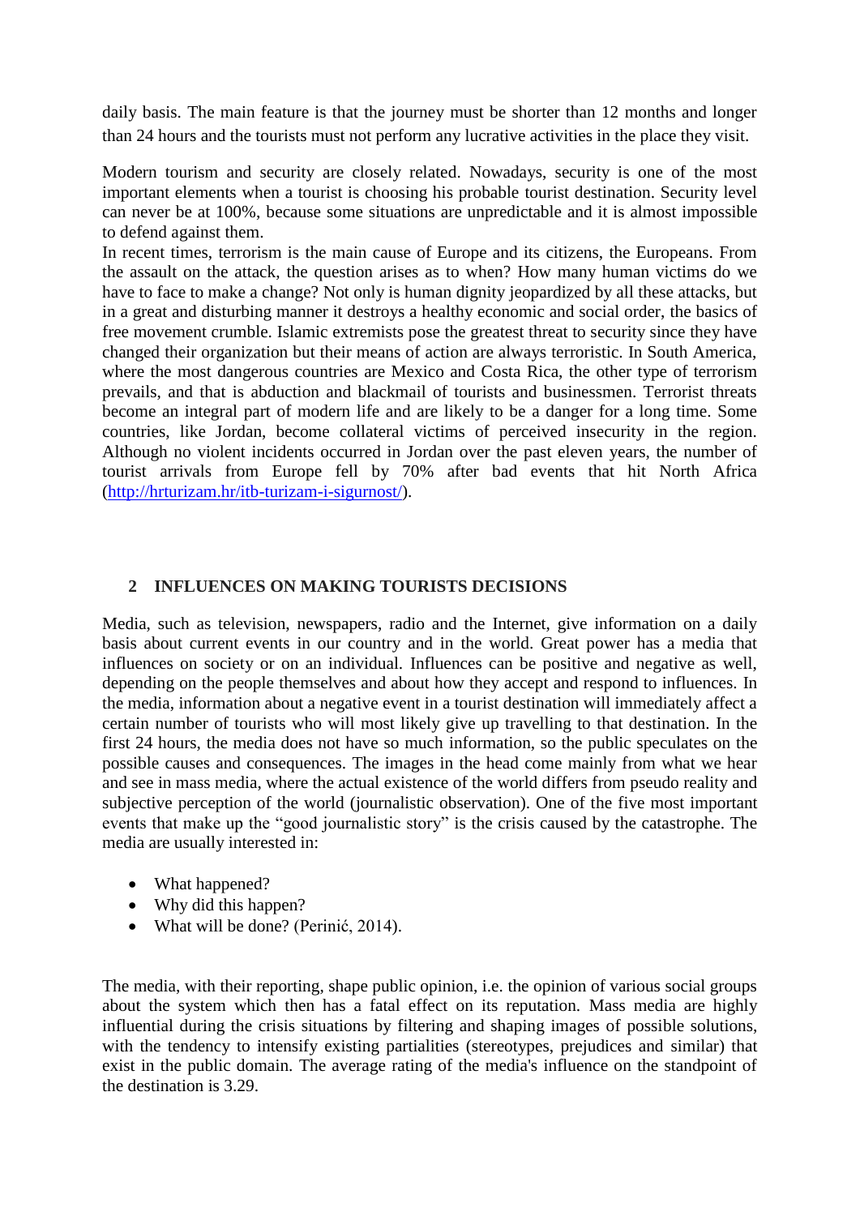daily basis. The main feature is that the journey must be shorter than 12 months and longer than 24 hours and the tourists must not perform any lucrative activities in the place they visit.

Modern tourism and security are closely related. Nowadays, security is one of the most important elements when a tourist is choosing his probable tourist destination. Security level can never be at 100%, because some situations are unpredictable and it is almost impossible to defend against them.

In recent times, terrorism is the main cause of Europe and its citizens, the Europeans. From the assault on the attack, the question arises as to when? How many human victims do we have to face to make a change? Not only is human dignity jeopardized by all these attacks, but in a great and disturbing manner it destroys a healthy economic and social order, the basics of free movement crumble. Islamic extremists pose the greatest threat to security since they have changed their organization but their means of action are always terroristic. In South America, where the most dangerous countries are Mexico and Costa Rica, the other type of terrorism prevails, and that is abduction and blackmail of tourists and businessmen. Terrorist threats become an integral part of modern life and are likely to be a danger for a long time. Some countries, like Jordan, become collateral victims of perceived insecurity in the region. Although no violent incidents occurred in Jordan over the past eleven years, the number of tourist arrivals from Europe fell by 70% after bad events that hit North Africa (http://hrturizam.hr/itb-turizam-i-sigurnost/).

## 2 INFLUENCES ON MAKING TOURISTS DECISIONS

Media, such as television, newspapers, radio and the Internet, give information on a daily basis about current events in our country and in the world. Great power has a media that influences on society or on an individual. Influences can be positive and negative as well, depending on the people themselves and about how they accept and respond to influences. In the media, information about a negative event in a tourist destination will immediately affect a certain number of tourists who will most likely give up travelling to that destination. In the first 24 hours, the media does not have so much information, so the public speculates on the possible causes and consequences. The images in the head come mainly from what we hear and see in mass media, where the actual existence of the world differs from pseudo reality and subjective perception of the world (journalistic observation). One of the five most important events that make up the "good journalistic story" is the crisis caused by the catastrophe. The media are usually interested in:

- What happened?
- Why did this happen?
- What will be done? (Perinić, 2014).

The media, with their reporting, shape public opinion, i.e. the opinion of various social groups about the system which then has a fatal effect on its reputation. Mass media are highly influential during the crisis situations by filtering and shaping images of possible solutions, with the tendency to intensify existing partialities (stereotypes, prejudices and similar) that exist in the public domain. The average rating of the media's influence on the standpoint of the destination is 3.29.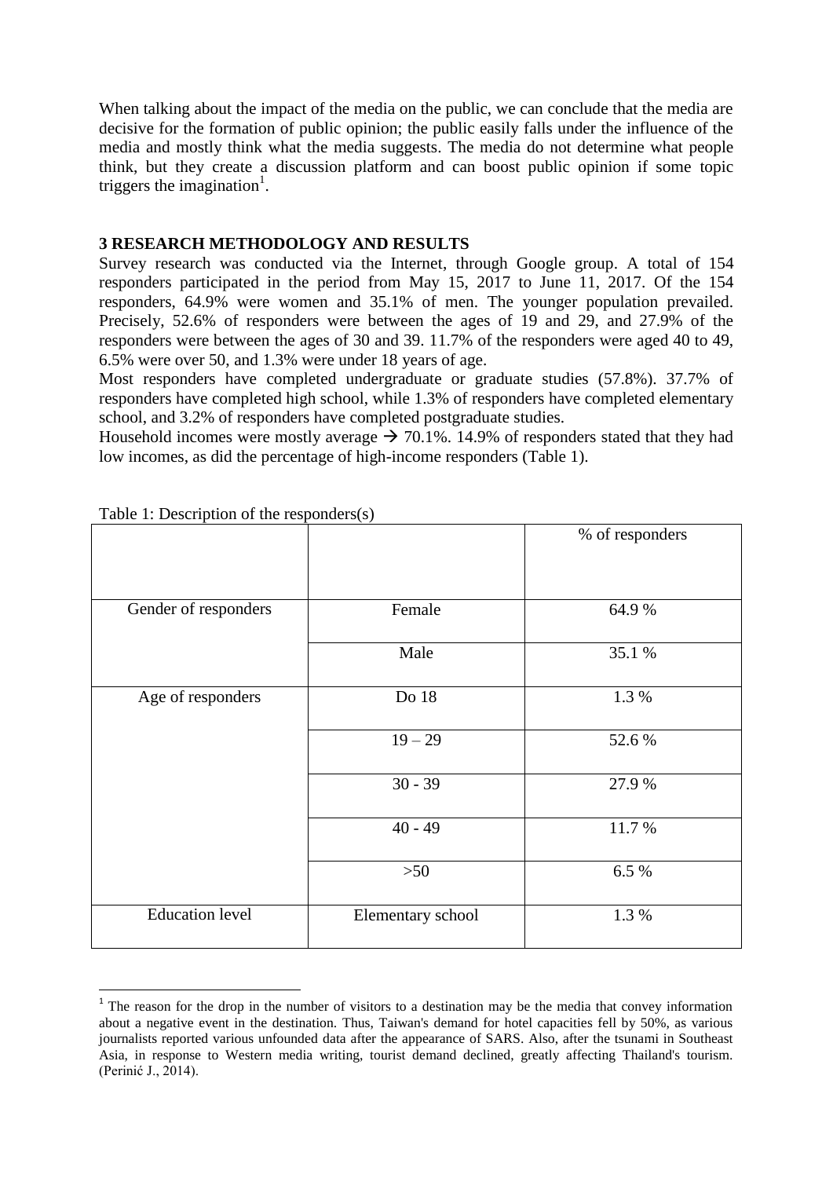When talking about the impact of the media on the public, we can conclude that the media are decisive for the formation of public opinion; the public easily falls under the influence of the media and mostly think what the media suggests. The media do not determine what people think, but they create a discussion platform and can boost public opinion if some topic triggers the imagination[1].

## 3 RESEARCH METHODOLOGY AND RESULTS

Survey research was conducted via the Internet, through Google group. A total of 154 responders participated in the period from May 15, 2017 to June 11, 2017. Of the 154 responders, 64.9% were women and 35.1% of men. The younger population prevailed. Precisely, 52.6% of responders were between the ages of 19 and 29, and 27.9% of the responders were between the ages of 30 and 39. 11.7% of the responders were aged 40 to 49, 6.5% were over 50, and 1.3% were under 18 years of age.

Most responders have completed undergraduate or graduate studies (57.8%). 37.7% of responders have completed high school, while 1.3% of responders have completed elementary school, and 3.2% of responders have completed postgraduate studies.

Household incomes were mostly average → 70.1%. 14.9% of responders stated that they had low incomes, as did the percentage of high-income responders (Table 1).

Table 1: Description of the responders(s)

| | | % of responders |
|---|---|---|
| Gender of responders | Female | 64.9 % |
| | Male | 35.1 % |
| Age of responders | Do 18 | 1.3 % |
| | 19 – 29 | 52.6 % |
| | 30 - 39 | 27.9 % |
| | 40 - 49 | 11.7 % |
| | >50 | 6.5 % |
| Education level | Elementary school | 1.3 % |

[1] The reason for the drop in the number of visitors to a destination may be the media that convey information about a negative event in the destination. Thus, Taiwan's demand for hotel capacities fell by 50%, as various journalists reported various unfounded data after the appearance of SARS. Also, after the tsunami in Southeast Asia, in response to Western media writing, tourist demand declined, greatly affecting Thailand's tourism. (Perinić J., 2014).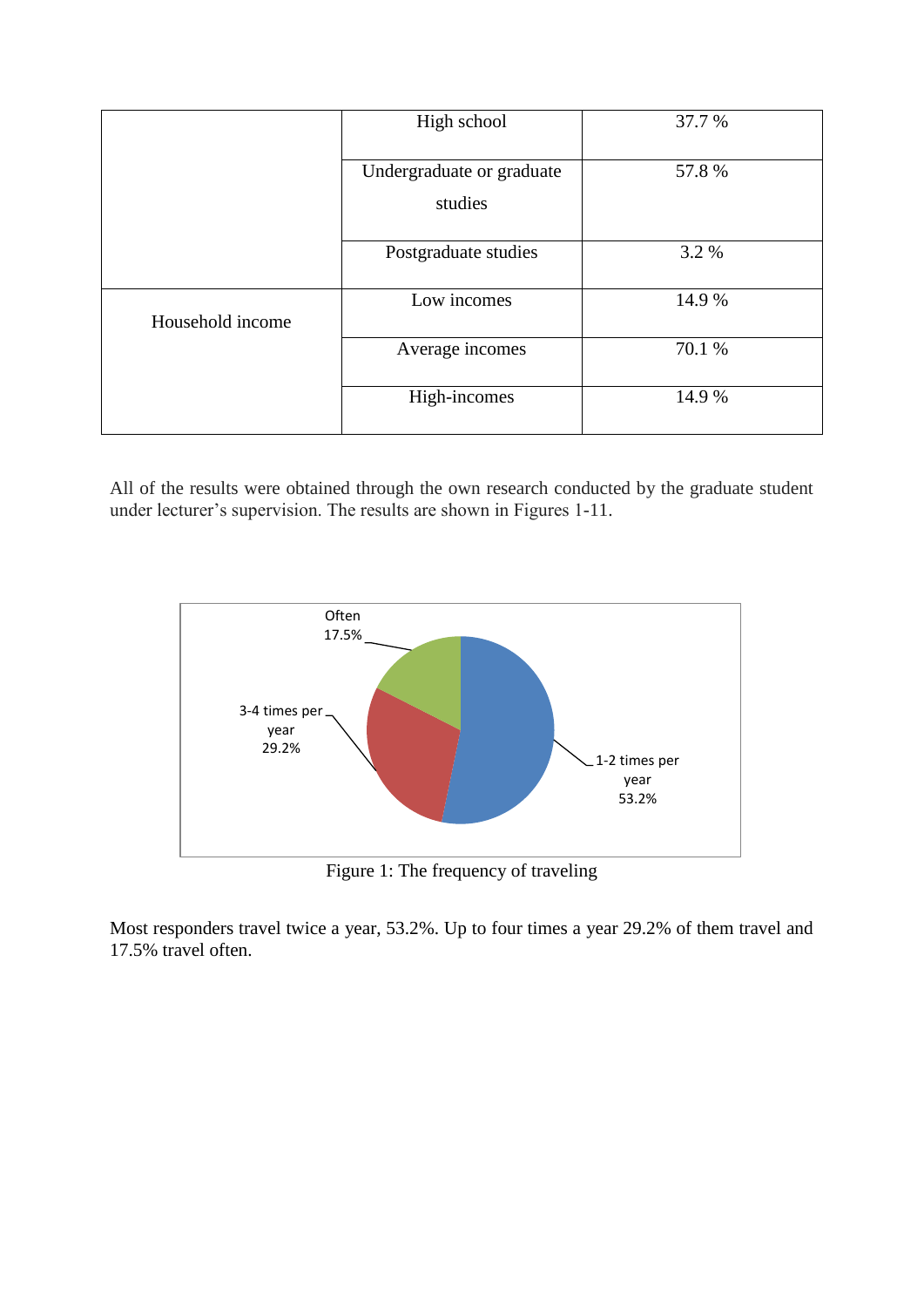| | | |
|---|---|---|
| | High school | 37.7 % |
| | Undergraduate or graduate studies | 57.8 % |
| | Postgraduate studies | 3.2 % |
| Household income | Low incomes | 14.9 % |
| | Average incomes | 70.1 % |
| | High-incomes | 14.9 % |

All of the results were obtained through the own research conducted by the graduate student under lecturer's supervision. The results are shown in Figures 1-11.

Figure 1: The frequency of traveling

Most responders travel twice a year, 53.2%. Up to four times a year 29.2% of them travel and 17.5% travel often.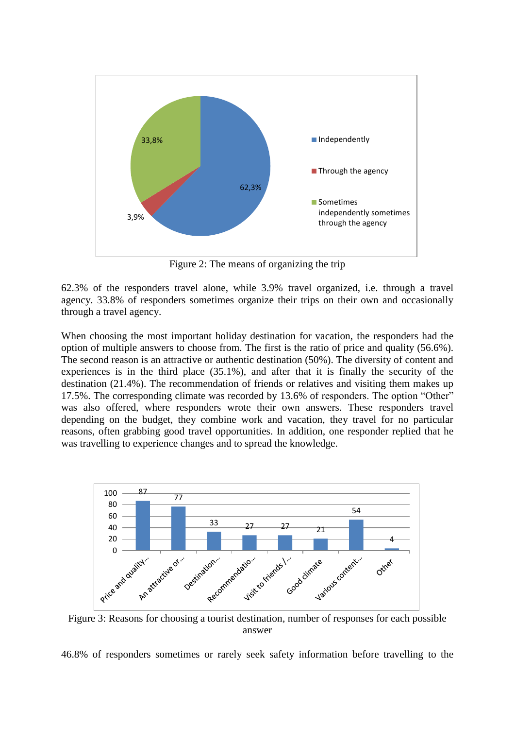Figure 2: The means of organizing the trip

62.3% of the responders travel alone, while 3.9% travel organized, i.e. through a travel agency. 33.8% of responders sometimes organize their trips on their own and occasionally through a travel agency.

When choosing the most important holiday destination for vacation, the responders had the option of multiple answers to choose from. The first is the ratio of price and quality (56.6%). The second reason is an attractive or authentic destination (50%). The diversity of content and experiences is in the third place (35.1%), and after that it is finally the security of the destination (21.4%). The recommendation of friends or relatives and visiting them makes up 17.5%. The corresponding climate was recorded by 13.6% of responders. The option "Other" was also offered, where responders wrote their own answers. These responders travel depending on the budget, they combine work and vacation, they travel for no particular reasons, often grabbing good travel opportunities. In addition, one responder replied that he was travelling to experience changes and to spread the knowledge.

Figure 3: Reasons for choosing a tourist destination, number of responses for each possible answer

46.8% of responders sometimes or rarely seek safety information before travelling to the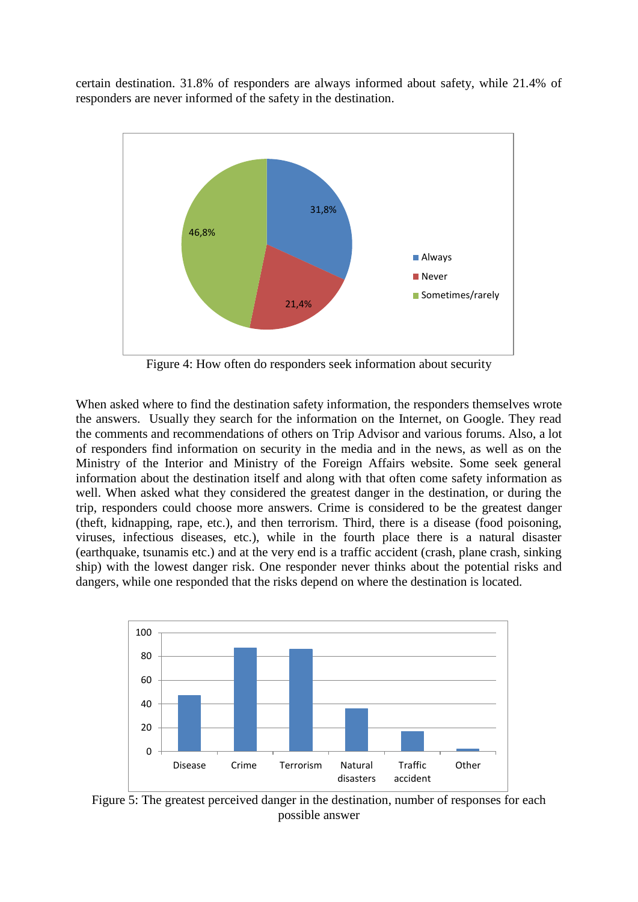certain destination. 31.8% of responders are always informed about safety, while 21.4% of responders are never informed of the safety in the destination.

Figure 4: How often do responders seek information about security

When asked where to find the destination safety information, the responders themselves wrote the answers. Usually they search for the information on the Internet, on Google. They read the comments and recommendations of others on Trip Advisor and various forums. Also, a lot of responders find information on security in the media and in the news, as well as on the Ministry of the Interior and Ministry of the Foreign Affairs website. Some seek general information about the destination itself and along with that often come safety information as well. When asked what they considered the greatest danger in the destination, or during the trip, responders could choose more answers. Crime is considered to be the greatest danger (theft, kidnapping, rape, etc.), and then terrorism. Third, there is a disease (food poisoning, viruses, infectious diseases, etc.), while in the fourth place there is a natural disaster (earthquake, tsunamis etc.) and at the very end is a traffic accident (crash, plane crash, sinking ship) with the lowest danger risk. One responder never thinks about the potential risks and dangers, while one responded that the risks depend on where the destination is located.

Figure 5: The greatest perceived danger in the destination, number of responses for each possible answer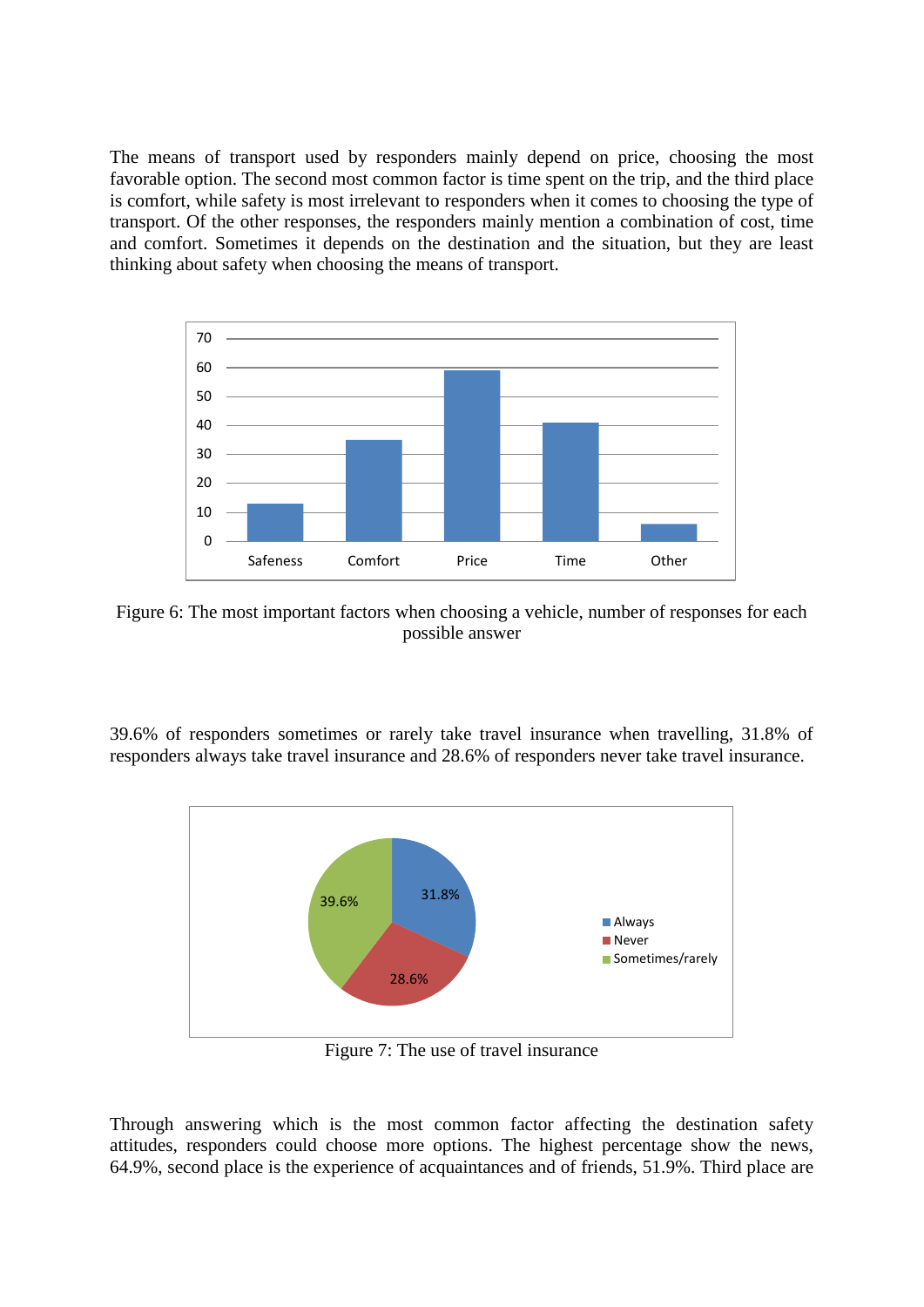The means of transport used by responders mainly depend on price, choosing the most favorable option. The second most common factor is time spent on the trip, and the third place is comfort, while safety is most irrelevant to responders when it comes to choosing the type of transport. Of the other responses, the responders mainly mention a combination of cost, time and comfort. Sometimes it depends on the destination and the situation, but they are least thinking about safety when choosing the means of transport.

Figure 6: The most important factors when choosing a vehicle, number of responses for each possible answer

39.6% of responders sometimes or rarely take travel insurance when travelling, 31.8% of responders always take travel insurance and 28.6% of responders never take travel insurance.

Figure 7: The use of travel insurance

Through answering which is the most common factor affecting the destination safety attitudes, responders could choose more options. The highest percentage show the news, 64.9%, second place is the experience of acquaintances and of friends, 51.9%. Third place are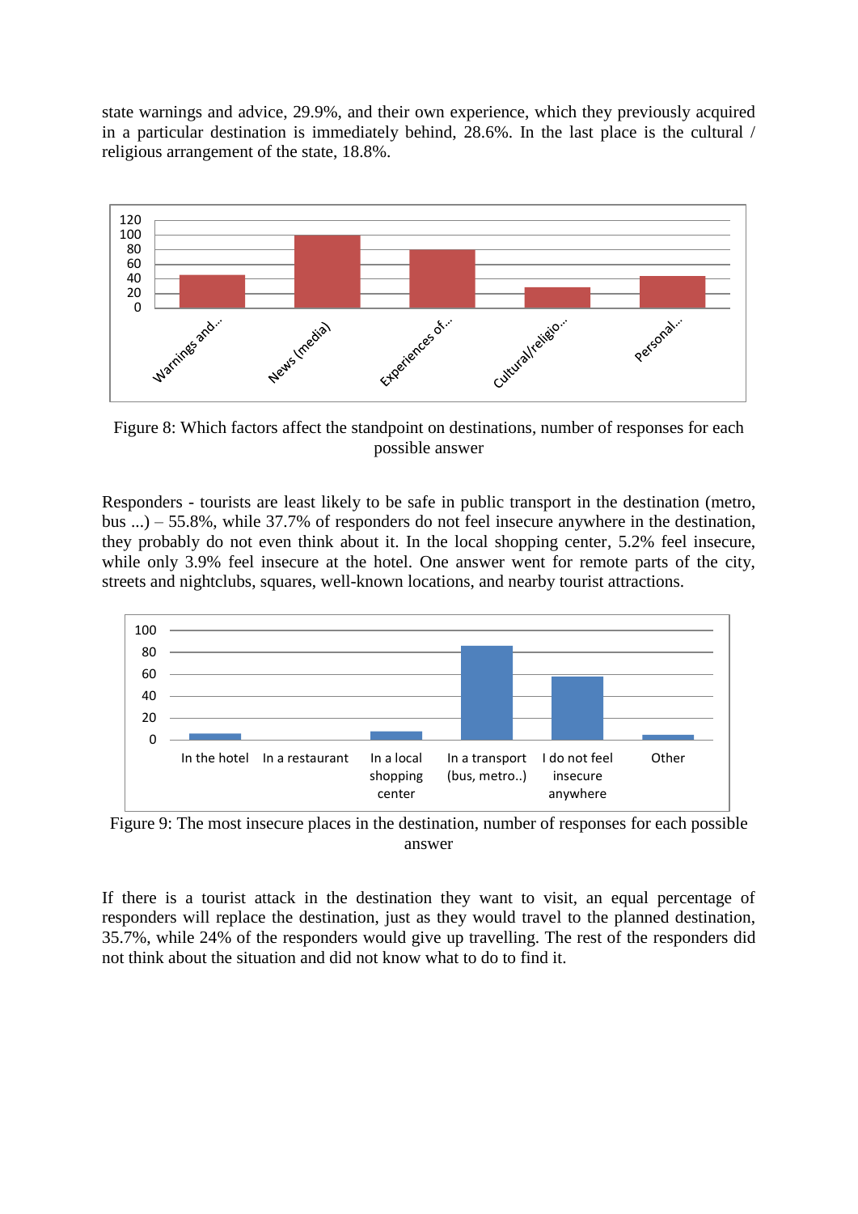state warnings and advice, 29.9%, and their own experience, which they previously acquired in a particular destination is immediately behind, 28.6%. In the last place is the cultural / religious arrangement of the state, 18.8%.

Figure 8: Which factors affect the standpoint on destinations, number of responses for each possible answer

Responders - tourists are least likely to be safe in public transport in the destination (metro, bus ...) – 55.8%, while 37.7% of responders do not feel insecure anywhere in the destination, they probably do not even think about it. In the local shopping center, 5.2% feel insecure, while only 3.9% feel insecure at the hotel. One answer went for remote parts of the city, streets and nightclubs, squares, well-known locations, and nearby tourist attractions.

Figure 9: The most insecure places in the destination, number of responses for each possible answer

If there is a tourist attack in the destination they want to visit, an equal percentage of responders will replace the destination, just as they would travel to the planned destination, 35.7%, while 24% of the responders would give up travelling. The rest of the responders did not think about the situation and did not know what to do to find it.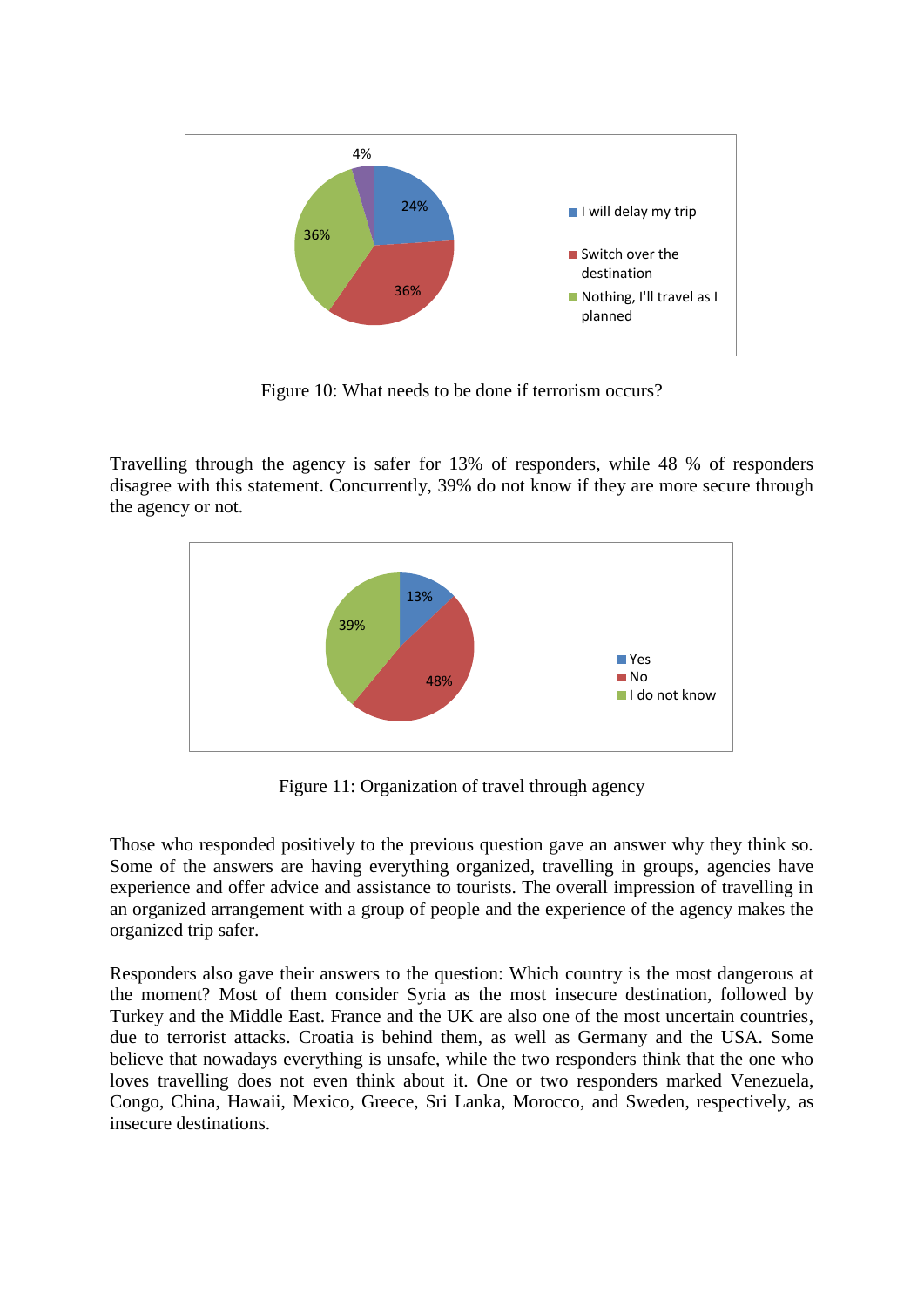Figure 10: What needs to be done if terrorism occurs?

Travelling through the agency is safer for 13% of responders, while 48 % of responders disagree with this statement. Concurrently, 39% do not know if they are more secure through the agency or not.

Figure 11: Organization of travel through agency

Those who responded positively to the previous question gave an answer why they think so. Some of the answers are having everything organized, travelling in groups, agencies have experience and offer advice and assistance to tourists. The overall impression of travelling in an organized arrangement with a group of people and the experience of the agency makes the organized trip safer.

Responders also gave their answers to the question: Which country is the most dangerous at the moment? Most of them consider Syria as the most insecure destination, followed by Turkey and the Middle East. France and the UK are also one of the most uncertain countries, due to terrorist attacks. Croatia is behind them, as well as Germany and the USA. Some believe that nowadays everything is unsafe, while the two responders think that the one who loves travelling does not even think about it. One or two responders marked Venezuela, Congo, China, Hawaii, Mexico, Greece, Sri Lanka, Morocco, and Sweden, respectively, as insecure destinations.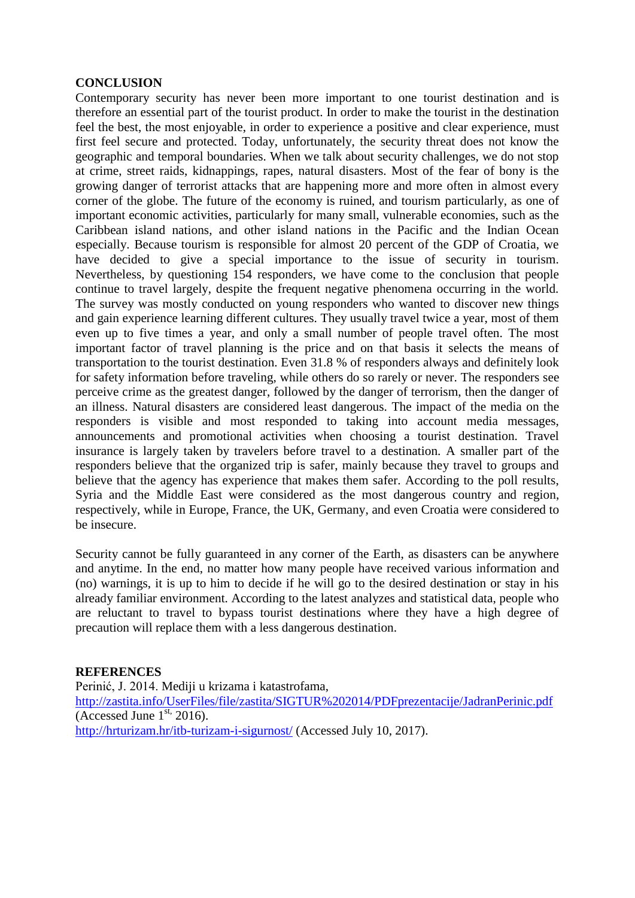## CONCLUSION

Contemporary security has never been more important to one tourist destination and is therefore an essential part of the tourist product. In order to make the tourist in the destination feel the best, the most enjoyable, in order to experience a positive and clear experience, must first feel secure and protected. Today, unfortunately, the security threat does not know the geographic and temporal boundaries. When we talk about security challenges, we do not stop at crime, street raids, kidnappings, rapes, natural disasters. Most of the fear of bony is the growing danger of terrorist attacks that are happening more and more often in almost every corner of the globe. The future of the economy is ruined, and tourism particularly, as one of important economic activities, particularly for many small, vulnerable economies, such as the Caribbean island nations, and other island nations in the Pacific and the Indian Ocean especially. Because tourism is responsible for almost 20 percent of the GDP of Croatia, we have decided to give a special importance to the issue of security in tourism. Nevertheless, by questioning 154 responders, we have come to the conclusion that people continue to travel largely, despite the frequent negative phenomena occurring in the world. The survey was mostly conducted on young responders who wanted to discover new things and gain experience learning different cultures. They usually travel twice a year, most of them even up to five times a year, and only a small number of people travel often. The most important factor of travel planning is the price and on that basis it selects the means of transportation to the tourist destination. Even 31.8 % of responders always and definitely look for safety information before traveling, while others do so rarely or never. The responders see perceive crime as the greatest danger, followed by the danger of terrorism, then the danger of an illness. Natural disasters are considered least dangerous. The impact of the media on the responders is visible and most responded to taking into account media messages, announcements and promotional activities when choosing a tourist destination. Travel insurance is largely taken by travelers before travel to a destination. A smaller part of the responders believe that the organized trip is safer, mainly because they travel to groups and believe that the agency has experience that makes them safer. According to the poll results, Syria and the Middle East were considered as the most dangerous country and region, respectively, while in Europe, France, the UK, Germany, and even Croatia were considered to be insecure.

Security cannot be fully guaranteed in any corner of the Earth, as disasters can be anywhere and anytime. In the end, no matter how many people have received various information and (no) warnings, it is up to him to decide if he will go to the desired destination or stay in his already familiar environment. According to the latest analyzes and statistical data, people who are reluctant to travel to bypass tourist destinations where they have a high degree of precaution will replace them with a less dangerous destination.

## REFERENCES

Perinić, J. 2014. Mediji u krizama i katastrofama, http://zastita.info/UserFiles/file/zastita/SIGTUR%202014/PDFprezentacije/JadranPerinic.pdf (Accessed June 1st, 2016).

http://hrturizam.hr/itb-turizam-i-sigurnost/ (Accessed July 10, 2017).